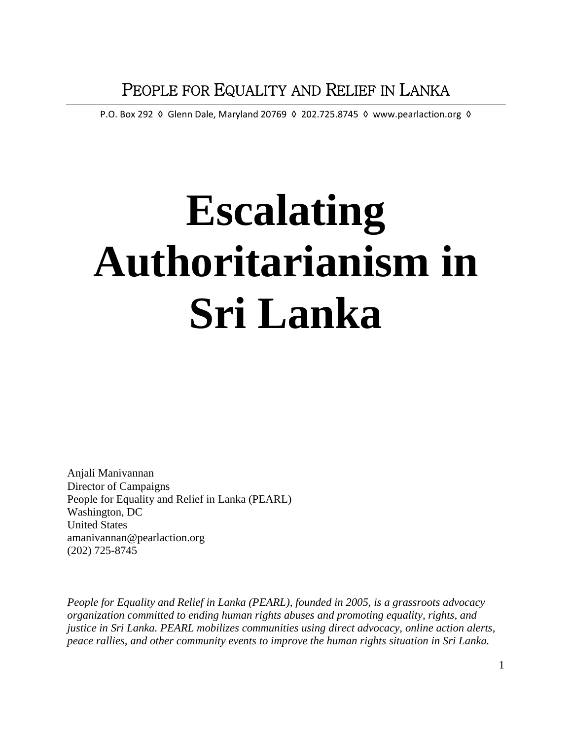PEOPLE FOR EQUALITY AND RELIEF IN LANKA

P.O. Box 292 ◊ Glenn Dale, Maryland 20769 ◊ 202.725.8745 ◊ www.pearlaction.org ◊

# Escalating Authoritarianism in Sri Lanka

Anjali Manivannan
Director of Campaigns
People for Equality and Relief in Lanka (PEARL)
Washington, DC
United States
amanivannan@pearlaction.org
(202) 725-8745

*People for Equality and Relief in Lanka (PEARL), founded in 2005, is a grassroots advocacy organization committed to ending human rights abuses and promoting equality, rights, and justice in Sri Lanka. PEARL mobilizes communities using direct advocacy, online action alerts, peace rallies, and other community events to improve the human rights situation in Sri Lanka.*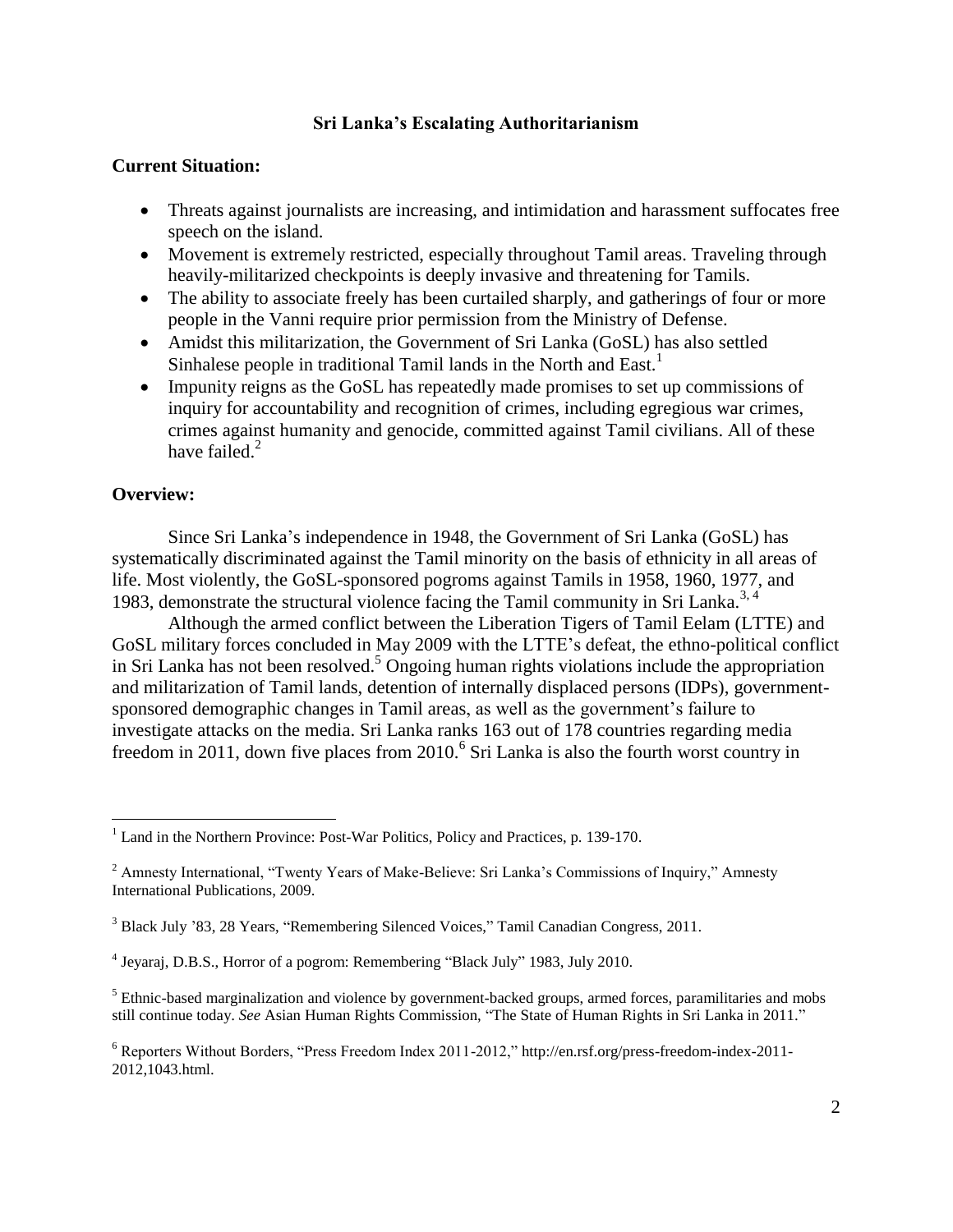## Sri Lanka's Escalating Authoritarianism

**Current Situation:**

- Threats against journalists are increasing, and intimidation and harassment suffocates free speech on the island.
- Movement is extremely restricted, especially throughout Tamil areas. Traveling through heavily-militarized checkpoints is deeply invasive and threatening for Tamils.
- The ability to associate freely has been curtailed sharply, and gatherings of four or more people in the Vanni require prior permission from the Ministry of Defense.
- Amidst this militarization, the Government of Sri Lanka (GoSL) has also settled Sinhalese people in traditional Tamil lands in the North and East.[1]
- Impunity reigns as the GoSL has repeatedly made promises to set up commissions of inquiry for accountability and recognition of crimes, including egregious war crimes, crimes against humanity and genocide, committed against Tamil civilians. All of these have failed.[2]

**Overview:**

Since Sri Lanka's independence in 1948, the Government of Sri Lanka (GoSL) has systematically discriminated against the Tamil minority on the basis of ethnicity in all areas of life. Most violently, the GoSL-sponsored pogroms against Tamils in 1958, 1960, 1977, and 1983, demonstrate the structural violence facing the Tamil community in Sri Lanka.[3, 4]

Although the armed conflict between the Liberation Tigers of Tamil Eelam (LTTE) and GoSL military forces concluded in May 2009 with the LTTE's defeat, the ethno-political conflict in Sri Lanka has not been resolved.[5] Ongoing human rights violations include the appropriation and militarization of Tamil lands, detention of internally displaced persons (IDPs), government-sponsored demographic changes in Tamil areas, as well as the government's failure to investigate attacks on the media. Sri Lanka ranks 163 out of 178 countries regarding media freedom in 2011, down five places from 2010.[6] Sri Lanka is also the fourth worst country in

---

[1] Land in the Northern Province: Post-War Politics, Policy and Practices, p. 139-170.

[2] Amnesty International, "Twenty Years of Make-Believe: Sri Lanka's Commissions of Inquiry," Amnesty International Publications, 2009.

[3] Black July '83, 28 Years, "Remembering Silenced Voices," Tamil Canadian Congress, 2011.

[4] Jeyaraj, D.B.S., Horror of a pogrom: Remembering "Black July" 1983, July 2010.

[5] Ethnic-based marginalization and violence by government-backed groups, armed forces, paramilitaries and mobs still continue today. *See* Asian Human Rights Commission, "The State of Human Rights in Sri Lanka in 2011."

[6] Reporters Without Borders, "Press Freedom Index 2011-2012," http://en.rsf.org/press-freedom-index-2011-2012,1043.html.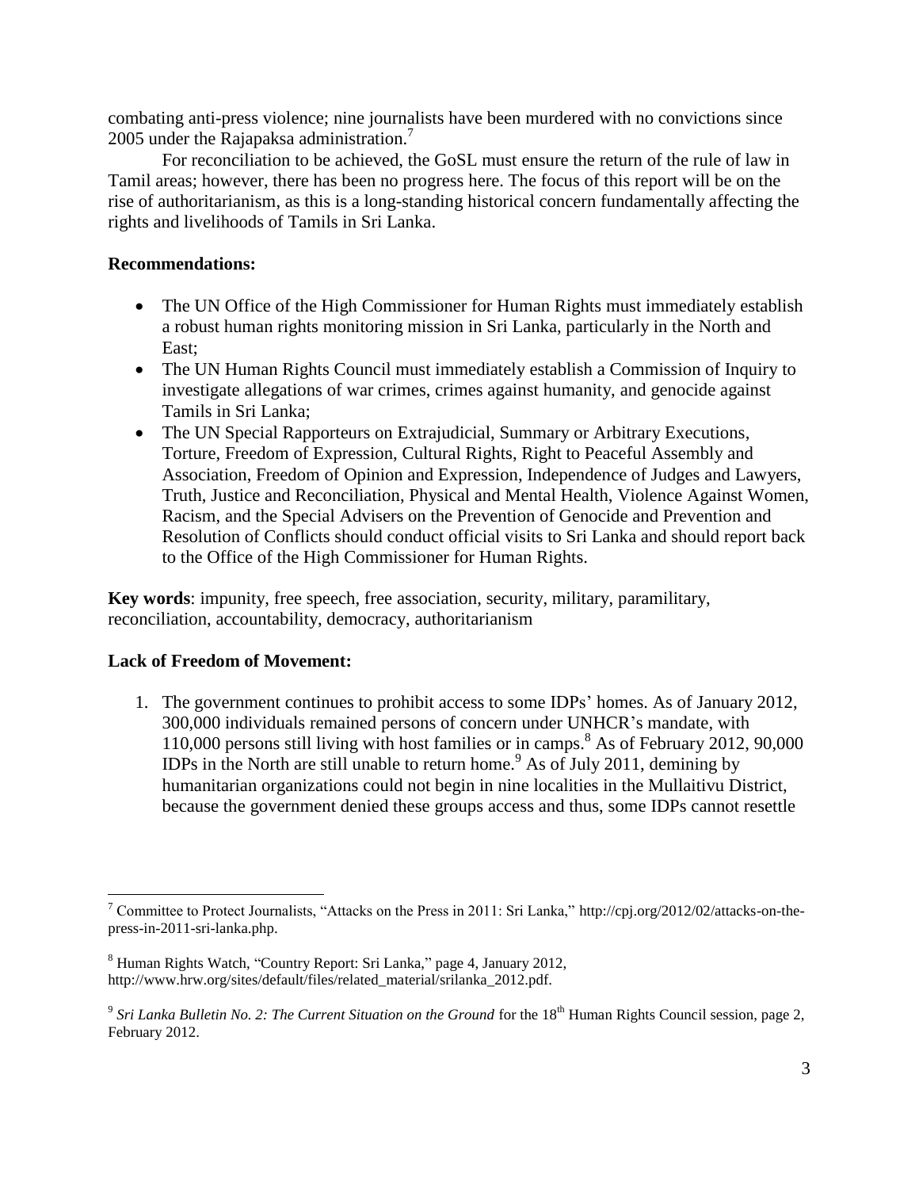combating anti-press violence; nine journalists have been murdered with no convictions since 2005 under the Rajapaksa administration.[7]

For reconciliation to be achieved, the GoSL must ensure the return of the rule of law in Tamil areas; however, there has been no progress here. The focus of this report will be on the rise of authoritarianism, as this is a long-standing historical concern fundamentally affecting the rights and livelihoods of Tamils in Sri Lanka.

**Recommendations:**

- The UN Office of the High Commissioner for Human Rights must immediately establish a robust human rights monitoring mission in Sri Lanka, particularly in the North and East;
- The UN Human Rights Council must immediately establish a Commission of Inquiry to investigate allegations of war crimes, crimes against humanity, and genocide against Tamils in Sri Lanka;
- The UN Special Rapporteurs on Extrajudicial, Summary or Arbitrary Executions, Torture, Freedom of Expression, Cultural Rights, Right to Peaceful Assembly and Association, Freedom of Opinion and Expression, Independence of Judges and Lawyers, Truth, Justice and Reconciliation, Physical and Mental Health, Violence Against Women, Racism, and the Special Advisers on the Prevention of Genocide and Prevention and Resolution of Conflicts should conduct official visits to Sri Lanka and should report back to the Office of the High Commissioner for Human Rights.

**Key words**: impunity, free speech, free association, security, military, paramilitary, reconciliation, accountability, democracy, authoritarianism

**Lack of Freedom of Movement:**

1. The government continues to prohibit access to some IDPs' homes. As of January 2012, 300,000 individuals remained persons of concern under UNHCR's mandate, with 110,000 persons still living with host families or in camps.[8] As of February 2012, 90,000 IDPs in the North are still unable to return home.[9] As of July 2011, demining by humanitarian organizations could not begin in nine localities in the Mullaitivu District, because the government denied these groups access and thus, some IDPs cannot resettle

---

[7] Committee to Protect Journalists, "Attacks on the Press in 2011: Sri Lanka," http://cpj.org/2012/02/attacks-on-the-press-in-2011-sri-lanka.php.

[8] Human Rights Watch, "Country Report: Sri Lanka," page 4, January 2012, http://www.hrw.org/sites/default/files/related_material/srilanka_2012.pdf.

[9] *Sri Lanka Bulletin No. 2: The Current Situation on the Ground* for the 18th Human Rights Council session, page 2, February 2012.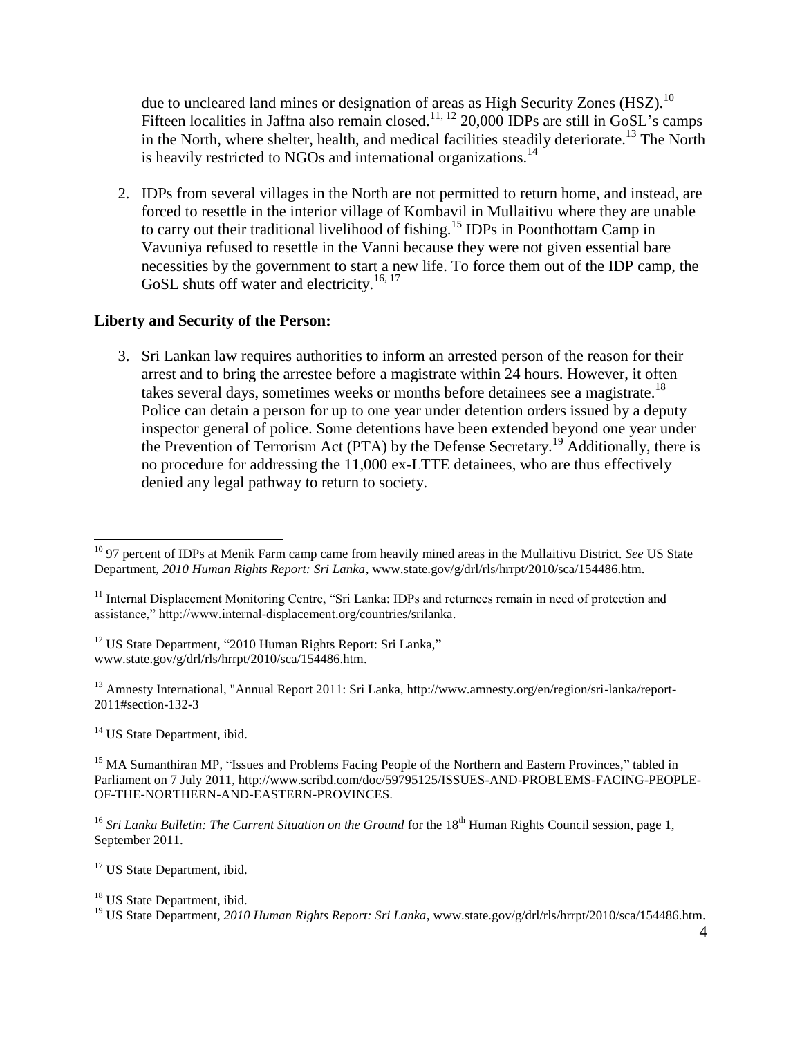due to uncleared land mines or designation of areas as High Security Zones (HSZ).[10] Fifteen localities in Jaffna also remain closed.[11, 12] 20,000 IDPs are still in GoSL's camps in the North, where shelter, health, and medical facilities steadily deteriorate.[13] The North is heavily restricted to NGOs and international organizations.[14]

2. IDPs from several villages in the North are not permitted to return home, and instead, are forced to resettle in the interior village of Kombavil in Mullaitivu where they are unable to carry out their traditional livelihood of fishing.[15] IDPs in Poonthottam Camp in Vavuniya refused to resettle in the Vanni because they were not given essential bare necessities by the government to start a new life. To force them out of the IDP camp, the GoSL shuts off water and electricity.[16, 17]

**Liberty and Security of the Person:**

3. Sri Lankan law requires authorities to inform an arrested person of the reason for their arrest and to bring the arrestee before a magistrate within 24 hours. However, it often takes several days, sometimes weeks or months before detainees see a magistrate.[18] Police can detain a person for up to one year under detention orders issued by a deputy inspector general of police. Some detentions have been extended beyond one year under the Prevention of Terrorism Act (PTA) by the Defense Secretary.[19] Additionally, there is no procedure for addressing the 11,000 ex-LTTE detainees, who are thus effectively denied any legal pathway to return to society.

---

[10] 97 percent of IDPs at Menik Farm camp came from heavily mined areas in the Mullaitivu District. *See* US State Department, *2010 Human Rights Report: Sri Lanka*, www.state.gov/g/drl/rls/hrrpt/2010/sca/154486.htm.

[11] Internal Displacement Monitoring Centre, "Sri Lanka: IDPs and returnees remain in need of protection and assistance," http://www.internal-displacement.org/countries/srilanka.

[12] US State Department, "2010 Human Rights Report: Sri Lanka," www.state.gov/g/drl/rls/hrrpt/2010/sca/154486.htm.

[13] Amnesty International, "Annual Report 2011: Sri Lanka, http://www.amnesty.org/en/region/sri-lanka/report-2011#section-132-3

[14] US State Department, ibid.

[15] MA Sumanthiran MP, "Issues and Problems Facing People of the Northern and Eastern Provinces," tabled in Parliament on 7 July 2011, http://www.scribd.com/doc/59795125/ISSUES-AND-PROBLEMS-FACING-PEOPLE-OF-THE-NORTHERN-AND-EASTERN-PROVINCES.

[16] *Sri Lanka Bulletin: The Current Situation on the Ground* for the 18th Human Rights Council session, page 1, September 2011.

[17] US State Department, ibid.

[18] US State Department, ibid.

[19] US State Department, *2010 Human Rights Report: Sri Lanka*, www.state.gov/g/drl/rls/hrrpt/2010/sca/154486.htm.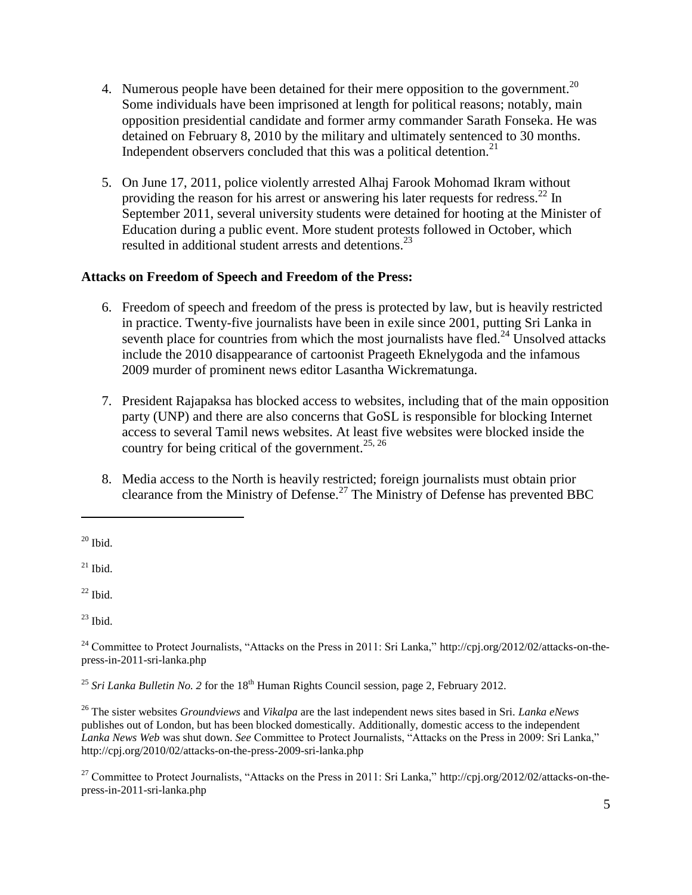4. Numerous people have been detained for their mere opposition to the government.[20] Some individuals have been imprisoned at length for political reasons; notably, main opposition presidential candidate and former army commander Sarath Fonseka. He was detained on February 8, 2010 by the military and ultimately sentenced to 30 months. Independent observers concluded that this was a political detention.[21]

5. On June 17, 2011, police violently arrested Alhaj Farook Mohomad Ikram without providing the reason for his arrest or answering his later requests for redress.[22] In September 2011, several university students were detained for hooting at the Minister of Education during a public event. More student protests followed in October, which resulted in additional student arrests and detentions.[23]

**Attacks on Freedom of Speech and Freedom of the Press:**

6. Freedom of speech and freedom of the press is protected by law, but is heavily restricted in practice. Twenty-five journalists have been in exile since 2001, putting Sri Lanka in seventh place for countries from which the most journalists have fled.[24] Unsolved attacks include the 2010 disappearance of cartoonist Prageeth Eknelygoda and the infamous 2009 murder of prominent news editor Lasantha Wickrematunga.

7. President Rajapaksa has blocked access to websites, including that of the main opposition party (UNP) and there are also concerns that GoSL is responsible for blocking Internet access to several Tamil news websites. At least five websites were blocked inside the country for being critical of the government.[25, 26]

8. Media access to the North is heavily restricted; foreign journalists must obtain prior clearance from the Ministry of Defense.[27] The Ministry of Defense has prevented BBC

---

[20] Ibid.

[21] Ibid.

[22] Ibid.

[23] Ibid.

[24] Committee to Protect Journalists, "Attacks on the Press in 2011: Sri Lanka," http://cpj.org/2012/02/attacks-on-the-press-in-2011-sri-lanka.php

[25] *Sri Lanka Bulletin No. 2* for the 18th Human Rights Council session, page 2, February 2012.

[26] The sister websites *Groundviews* and *Vikalpa* are the last independent news sites based in Sri. *Lanka eNews* publishes out of London, but has been blocked domestically. Additionally, domestic access to the independent *Lanka News Web* was shut down. *See* Committee to Protect Journalists, "Attacks on the Press in 2009: Sri Lanka," http://cpj.org/2010/02/attacks-on-the-press-2009-sri-lanka.php

[27] Committee to Protect Journalists, "Attacks on the Press in 2011: Sri Lanka," http://cpj.org/2012/02/attacks-on-the-press-in-2011-sri-lanka.php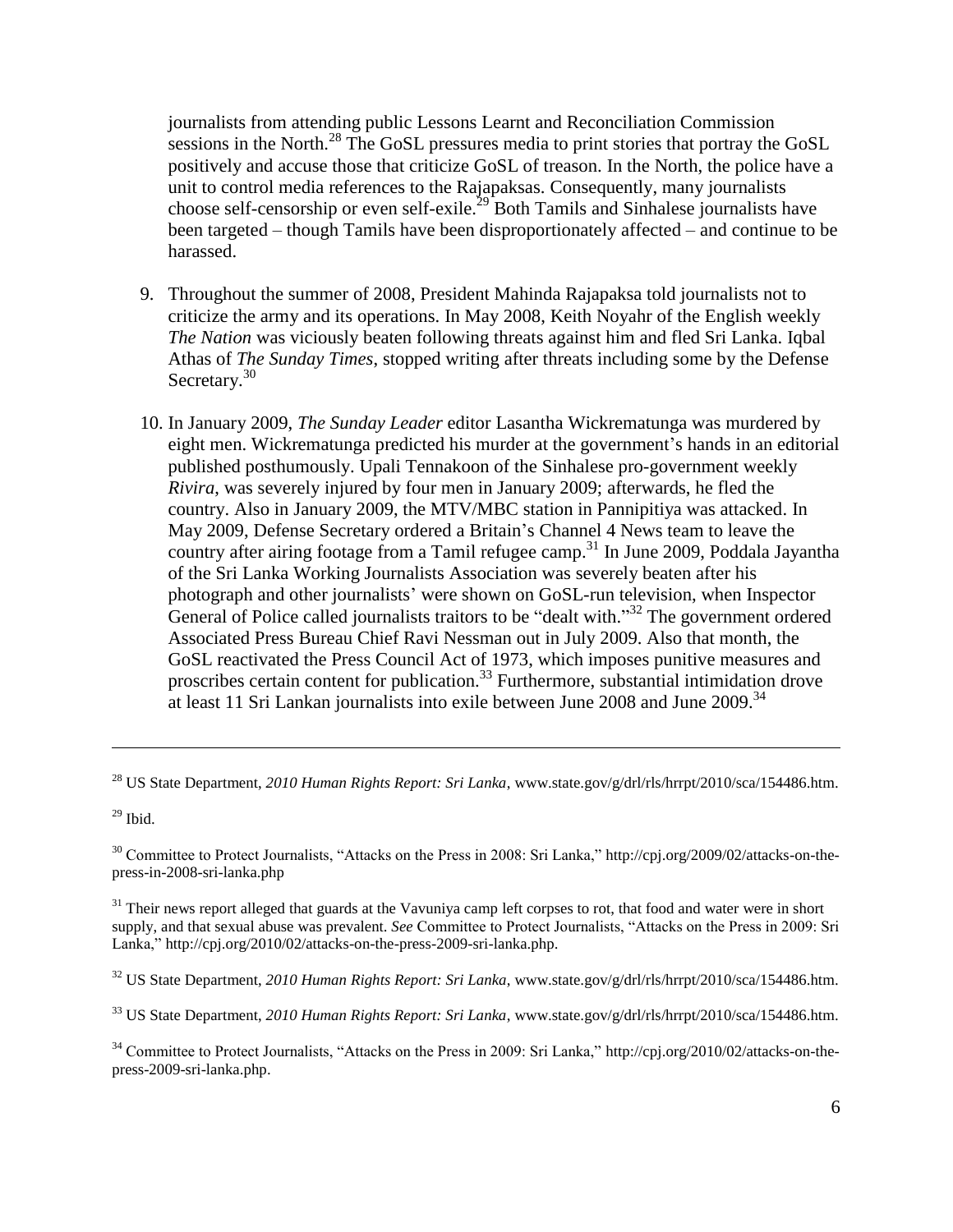journalists from attending public Lessons Learnt and Reconciliation Commission sessions in the North.[28] The GoSL pressures media to print stories that portray the GoSL positively and accuse those that criticize GoSL of treason. In the North, the police have a unit to control media references to the Rajapaksas. Consequently, many journalists choose self-censorship or even self-exile.[29] Both Tamils and Sinhalese journalists have been targeted – though Tamils have been disproportionately affected – and continue to be harassed.

9. Throughout the summer of 2008, President Mahinda Rajapaksa told journalists not to criticize the army and its operations. In May 2008, Keith Noyahr of the English weekly *The Nation* was viciously beaten following threats against him and fled Sri Lanka. Iqbal Athas of *The Sunday Times*, stopped writing after threats including some by the Defense Secretary.[30]

10. In January 2009, *The Sunday Leader* editor Lasantha Wickrematunga was murdered by eight men. Wickrematunga predicted his murder at the government's hands in an editorial published posthumously. Upali Tennakoon of the Sinhalese pro-government weekly *Rivira*, was severely injured by four men in January 2009; afterwards, he fled the country. Also in January 2009, the MTV/MBC station in Pannipitiya was attacked. In May 2009, Defense Secretary ordered a Britain's Channel 4 News team to leave the country after airing footage from a Tamil refugee camp.[31] In June 2009, Poddala Jayantha of the Sri Lanka Working Journalists Association was severely beaten after his photograph and other journalists' were shown on GoSL-run television, when Inspector General of Police called journalists traitors to be "dealt with."[32] The government ordered Associated Press Bureau Chief Ravi Nessman out in July 2009. Also that month, the GoSL reactivated the Press Council Act of 1973, which imposes punitive measures and proscribes certain content for publication.[33] Furthermore, substantial intimidation drove at least 11 Sri Lankan journalists into exile between June 2008 and June 2009.[34]

---

[28] US State Department, *2010 Human Rights Report: Sri Lanka*, www.state.gov/g/drl/rls/hrrpt/2010/sca/154486.htm.

[29] Ibid.

[30] Committee to Protect Journalists, "Attacks on the Press in 2008: Sri Lanka," http://cpj.org/2009/02/attacks-on-the-press-in-2008-sri-lanka.php

[31] Their news report alleged that guards at the Vavuniya camp left corpses to rot, that food and water were in short supply, and that sexual abuse was prevalent. *See* Committee to Protect Journalists, "Attacks on the Press in 2009: Sri Lanka," http://cpj.org/2010/02/attacks-on-the-press-2009-sri-lanka.php.

[32] US State Department, *2010 Human Rights Report: Sri Lanka*, www.state.gov/g/drl/rls/hrrpt/2010/sca/154486.htm.

[33] US State Department, *2010 Human Rights Report: Sri Lanka*, www.state.gov/g/drl/rls/hrrpt/2010/sca/154486.htm.

[34] Committee to Protect Journalists, "Attacks on the Press in 2009: Sri Lanka," http://cpj.org/2010/02/attacks-on-the-press-2009-sri-lanka.php.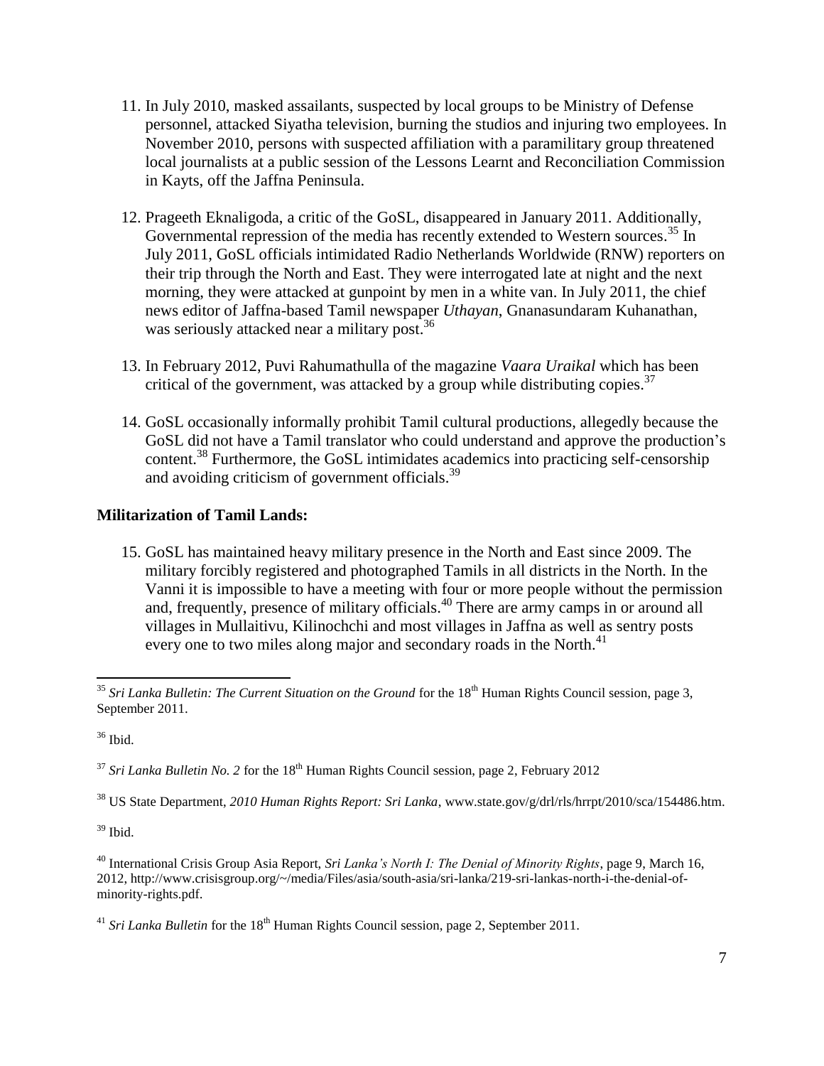11. In July 2010, masked assailants, suspected by local groups to be Ministry of Defense personnel, attacked Siyatha television, burning the studios and injuring two employees. In November 2010, persons with suspected affiliation with a paramilitary group threatened local journalists at a public session of the Lessons Learnt and Reconciliation Commission in Kayts, off the Jaffna Peninsula.

12. Prageeth Eknaligoda, a critic of the GoSL, disappeared in January 2011. Additionally, Governmental repression of the media has recently extended to Western sources.[35] In July 2011, GoSL officials intimidated Radio Netherlands Worldwide (RNW) reporters on their trip through the North and East. They were interrogated late at night and the next morning, they were attacked at gunpoint by men in a white van. In July 2011, the chief news editor of Jaffna-based Tamil newspaper *Uthayan*, Gnanasundaram Kuhanathan, was seriously attacked near a military post.[36]

13. In February 2012, Puvi Rahumathulla of the magazine *Vaara Uraikal* which has been critical of the government, was attacked by a group while distributing copies.[37]

14. GoSL occasionally informally prohibit Tamil cultural productions, allegedly because the GoSL did not have a Tamil translator who could understand and approve the production's content.[38] Furthermore, the GoSL intimidates academics into practicing self-censorship and avoiding criticism of government officials.[39]

**Militarization of Tamil Lands:**

15. GoSL has maintained heavy military presence in the North and East since 2009. The military forcibly registered and photographed Tamils in all districts in the North. In the Vanni it is impossible to have a meeting with four or more people without the permission and, frequently, presence of military officials.[40] There are army camps in or around all villages in Mullaitivu, Kilinochchi and most villages in Jaffna as well as sentry posts every one to two miles along major and secondary roads in the North.[41]

---

[35] *Sri Lanka Bulletin: The Current Situation on the Ground* for the 18th Human Rights Council session, page 3, September 2011.

[36] Ibid.

[37] *Sri Lanka Bulletin No. 2* for the 18th Human Rights Council session, page 2, February 2012

[38] US State Department, *2010 Human Rights Report: Sri Lanka*, www.state.gov/g/drl/rls/hrrpt/2010/sca/154486.htm.

[39] Ibid.

[40] International Crisis Group Asia Report, *Sri Lanka's North I: The Denial of Minority Rights*, page 9, March 16, 2012, http://www.crisisgroup.org/~/media/Files/asia/south-asia/sri-lanka/219-sri-lankas-north-i-the-denial-of-minority-rights.pdf.

[41] *Sri Lanka Bulletin* for the 18th Human Rights Council session, page 2, September 2011.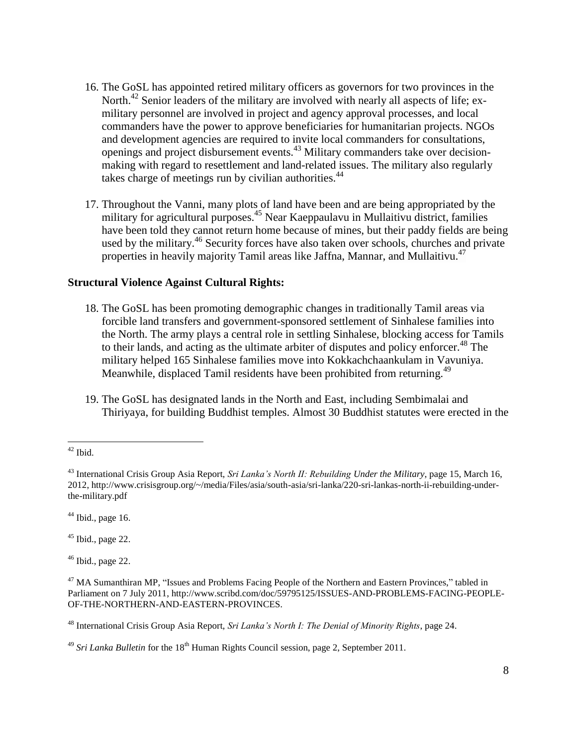16. The GoSL has appointed retired military officers as governors for two provinces in the North.[42] Senior leaders of the military are involved with nearly all aspects of life; ex-military personnel are involved in project and agency approval processes, and local commanders have the power to approve beneficiaries for humanitarian projects. NGOs and development agencies are required to invite local commanders for consultations, openings and project disbursement events.[43] Military commanders take over decision-making with regard to resettlement and land-related issues. The military also regularly takes charge of meetings run by civilian authorities.[44]

17. Throughout the Vanni, many plots of land have been and are being appropriated by the military for agricultural purposes.[45] Near Kaeppaulavu in Mullaitivu district, families have been told they cannot return home because of mines, but their paddy fields are being used by the military.[46] Security forces have also taken over schools, churches and private properties in heavily majority Tamil areas like Jaffna, Mannar, and Mullaitivu.[47]

**Structural Violence Against Cultural Rights:**

18. The GoSL has been promoting demographic changes in traditionally Tamil areas via forcible land transfers and government-sponsored settlement of Sinhalese families into the North. The army plays a central role in settling Sinhalese, blocking access for Tamils to their lands, and acting as the ultimate arbiter of disputes and policy enforcer.[48] The military helped 165 Sinhalese families move into Kokkachchaankulam in Vavuniya. Meanwhile, displaced Tamil residents have been prohibited from returning.[49]

19. The GoSL has designated lands in the North and East, including Sembimalai and Thiriyaya, for building Buddhist temples. Almost 30 Buddhist statutes were erected in the

---

[42] Ibid.

[43] International Crisis Group Asia Report, *Sri Lanka's North II: Rebuilding Under the Military*, page 15, March 16, 2012, http://www.crisisgroup.org/~/media/Files/asia/south-asia/sri-lanka/220-sri-lankas-north-ii-rebuilding-under-the-military.pdf

[44] Ibid., page 16.

[45] Ibid., page 22.

[46] Ibid., page 22.

[47] MA Sumanthiran MP, "Issues and Problems Facing People of the Northern and Eastern Provinces," tabled in Parliament on 7 July 2011, http://www.scribd.com/doc/59795125/ISSUES-AND-PROBLEMS-FACING-PEOPLE-OF-THE-NORTHERN-AND-EASTERN-PROVINCES.

[48] International Crisis Group Asia Report, *Sri Lanka's North I: The Denial of Minority Rights*, page 24.

[49] *Sri Lanka Bulletin* for the 18th Human Rights Council session, page 2, September 2011.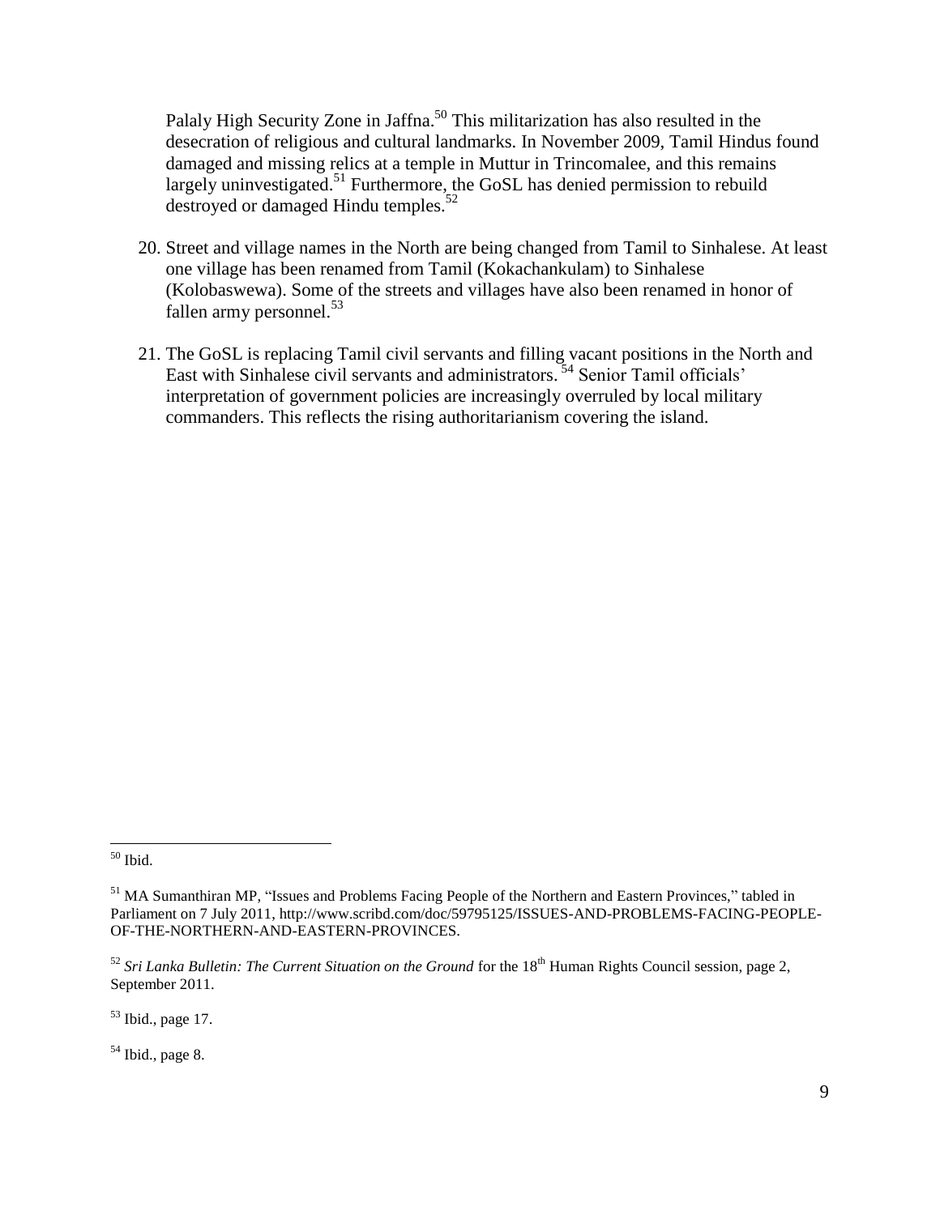Palaly High Security Zone in Jaffna.[50] This militarization has also resulted in the desecration of religious and cultural landmarks. In November 2009, Tamil Hindus found damaged and missing relics at a temple in Muttur in Trincomalee, and this remains largely uninvestigated.[51] Furthermore, the GoSL has denied permission to rebuild destroyed or damaged Hindu temples.[52]

20. Street and village names in the North are being changed from Tamil to Sinhalese. At least one village has been renamed from Tamil (Kokachankulam) to Sinhalese (Kolobaswewa). Some of the streets and villages have also been renamed in honor of fallen army personnel.[53]

21. The GoSL is replacing Tamil civil servants and filling vacant positions in the North and East with Sinhalese civil servants and administrators.[54] Senior Tamil officials' interpretation of government policies are increasingly overruled by local military commanders. This reflects the rising authoritarianism covering the island.

---

[50] Ibid.

[51] MA Sumanthiran MP, "Issues and Problems Facing People of the Northern and Eastern Provinces," tabled in Parliament on 7 July 2011, http://www.scribd.com/doc/59795125/ISSUES-AND-PROBLEMS-FACING-PEOPLE-OF-THE-NORTHERN-AND-EASTERN-PROVINCES.

[52] *Sri Lanka Bulletin: The Current Situation on the Ground* for the 18th Human Rights Council session, page 2, September 2011.

[53] Ibid., page 17.

[54] Ibid., page 8.